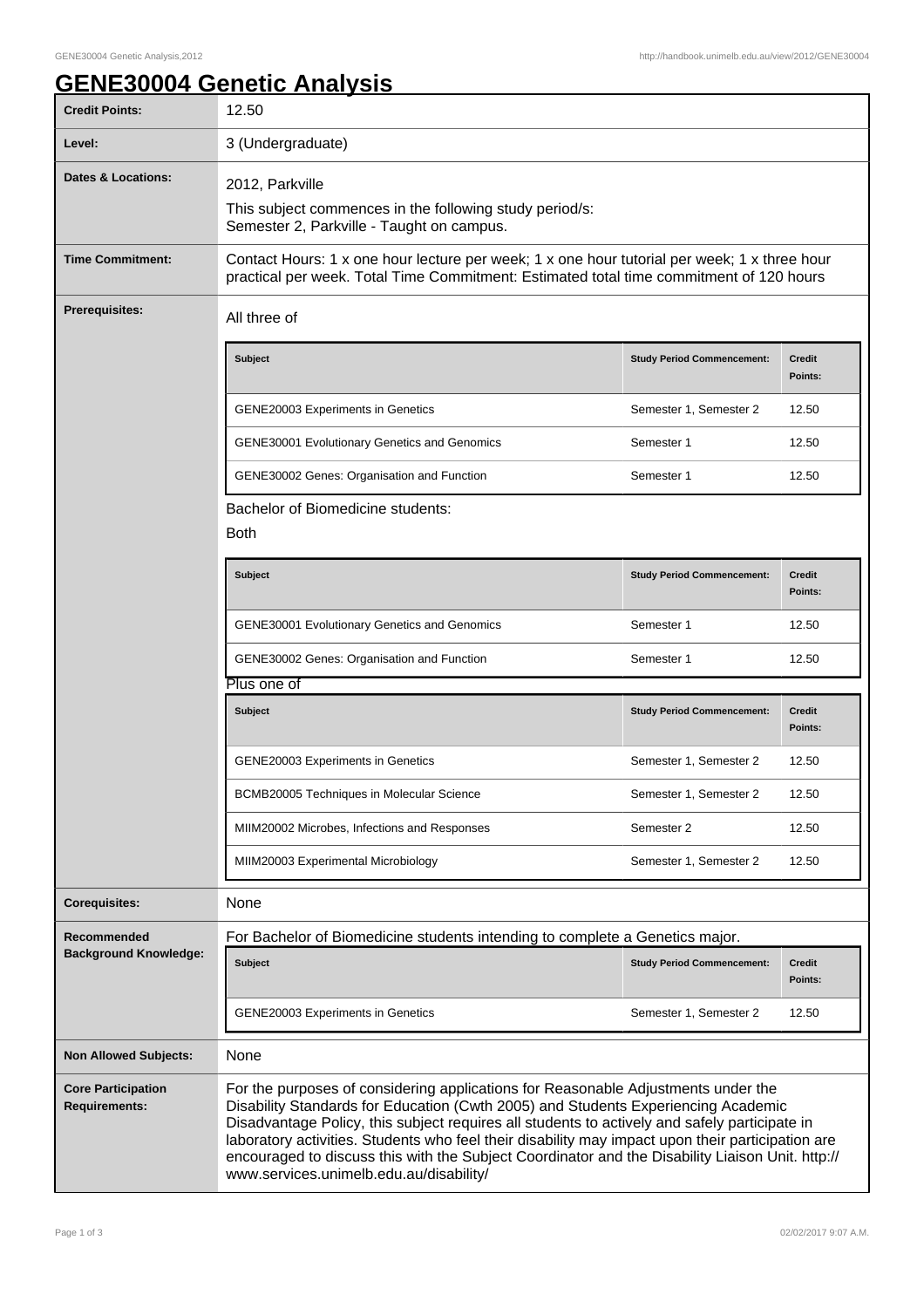# GENE30004 Genetic Analysis

| | |
|---|---|
| **Credit Points:** | 12.50 |
| **Level:** | 3 (Undergraduate) |
| **Dates & Locations:** | 2012, Parkville<br>This subject commences in the following study period/s:<br>Semester 2, Parkville - Taught on campus. |
| **Time Commitment:** | Contact Hours: 1 x one hour lecture per week; 1 x one hour tutorial per week; 1 x three hour practical per week. Total Time Commitment: Estimated total time commitment of 120 hours |

**Prerequisites:**

All three of

| Subject | Study Period Commencement: | Credit Points: |
|---|---|---|
| GENE20003 Experiments in Genetics | Semester 1, Semester 2 | 12.50 |
| GENE30001 Evolutionary Genetics and Genomics | Semester 1 | 12.50 |
| GENE30002 Genes: Organisation and Function | Semester 1 | 12.50 |

Bachelor of Biomedicine students:

Both

| Subject | Study Period Commencement: | Credit Points: |
|---|---|---|
| GENE30001 Evolutionary Genetics and Genomics | Semester 1 | 12.50 |
| GENE30002 Genes: Organisation and Function | Semester 1 | 12.50 |

Plus one of

| Subject | Study Period Commencement: | Credit Points: |
|---|---|---|
| GENE20003 Experiments in Genetics | Semester 1, Semester 2 | 12.50 |
| BCMB20005 Techniques in Molecular Science | Semester 1, Semester 2 | 12.50 |
| MIIM20002 Microbes, Infections and Responses | Semester 2 | 12.50 |
| MIIM20003 Experimental Microbiology | Semester 1, Semester 2 | 12.50 |

**Corequisites:** None

**Recommended Background Knowledge:**

For Bachelor of Biomedicine students intending to complete a Genetics major.

| Subject | Study Period Commencement: | Credit Points: |
|---|---|---|
| GENE20003 Experiments in Genetics | Semester 1, Semester 2 | 12.50 |

**Non Allowed Subjects:** None

**Core Participation Requirements:**

For the purposes of considering applications for Reasonable Adjustments under the Disability Standards for Education (Cwth 2005) and Students Experiencing Academic Disadvantage Policy, this subject requires all students to actively and safely participate in laboratory activities. Students who feel their disability may impact upon their participation are encouraged to discuss this with the Subject Coordinator and the Disability Liaison Unit. http://www.services.unimelb.edu.au/disability/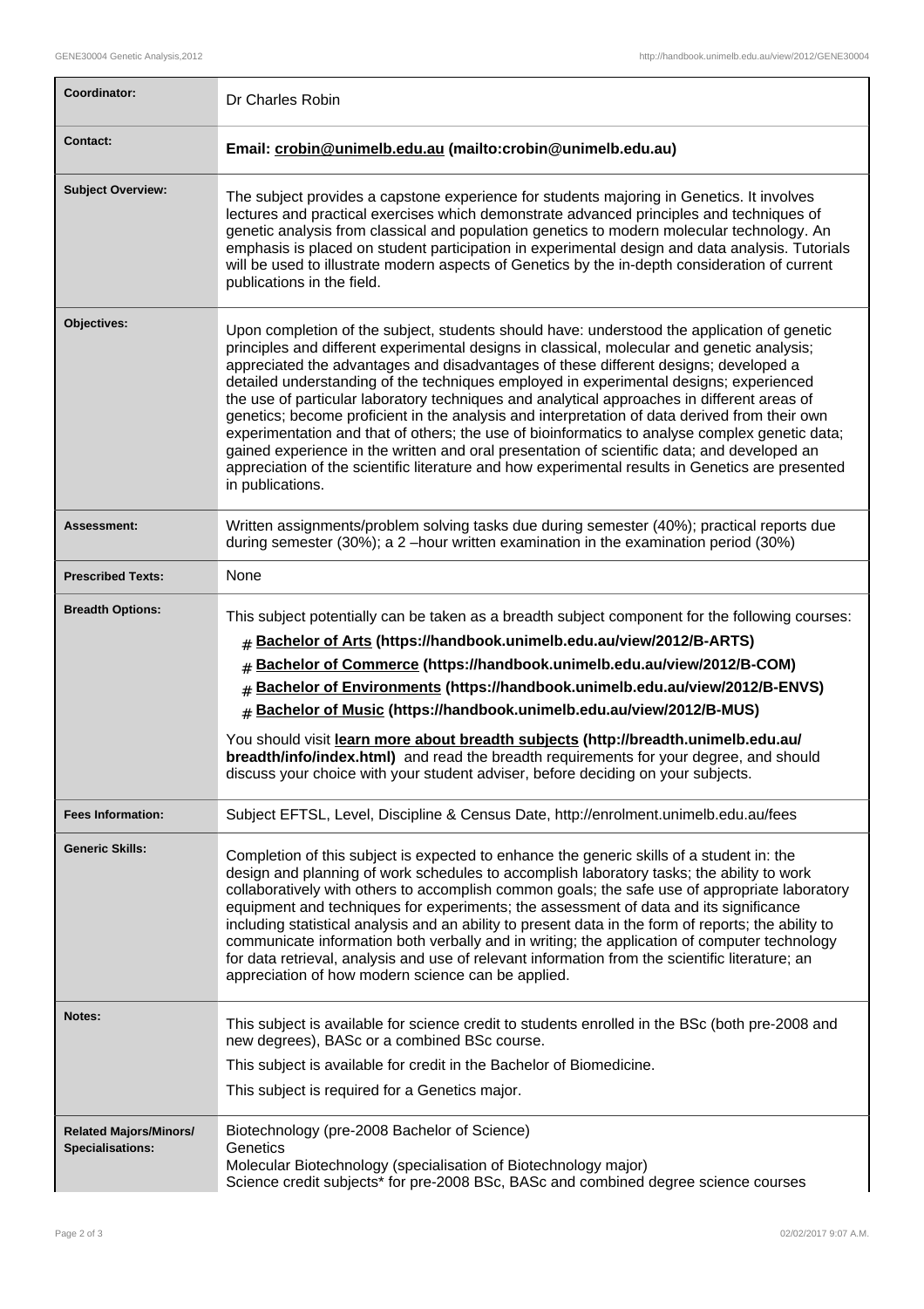| | |
|---|---|
| **Coordinator:** | Dr Charles Robin |
| **Contact:** | **Email: crobin@unimelb.edu.au (mailto:crobin@unimelb.edu.au)** |
| **Subject Overview:** | The subject provides a capstone experience for students majoring in Genetics. It involves lectures and practical exercises which demonstrate advanced principles and techniques of genetic analysis from classical and population genetics to modern molecular technology. An emphasis is placed on student participation in experimental design and data analysis. Tutorials will be used to illustrate modern aspects of Genetics by the in-depth consideration of current publications in the field. |
| **Objectives:** | Upon completion of the subject, students should have: understood the application of genetic principles and different experimental designs in classical, molecular and genetic analysis; appreciated the advantages and disadvantages of these different designs; developed a detailed understanding of the techniques employed in experimental designs; experienced the use of particular laboratory techniques and analytical approaches in different areas of genetics; become proficient in the analysis and interpretation of data derived from their own experimentation and that of others; the use of bioinformatics to analyse complex genetic data; gained experience in the written and oral presentation of scientific data; and developed an appreciation of the scientific literature and how experimental results in Genetics are presented in publications. |
| **Assessment:** | Written assignments/problem solving tasks due during semester (40%); practical reports due during semester (30%); a 2 –hour written examination in the examination period (30%) |
| **Prescribed Texts:** | None |
| **Breadth Options:** | This subject potentially can be taken as a breadth subject component for the following courses:<br># **Bachelor of Arts (https://handbook.unimelb.edu.au/view/2012/B-ARTS)**<br># **Bachelor of Commerce (https://handbook.unimelb.edu.au/view/2012/B-COM)**<br># **Bachelor of Environments (https://handbook.unimelb.edu.au/view/2012/B-ENVS)**<br># **Bachelor of Music (https://handbook.unimelb.edu.au/view/2012/B-MUS)**<br>You should visit **learn more about breadth subjects (http://breadth.unimelb.edu.au/breadth/info/index.html)** and read the breadth requirements for your degree, and should discuss your choice with your student adviser, before deciding on your subjects. |
| **Fees Information:** | Subject EFTSL, Level, Discipline & Census Date, http://enrolment.unimelb.edu.au/fees |
| **Generic Skills:** | Completion of this subject is expected to enhance the generic skills of a student in: the design and planning of work schedules to accomplish laboratory tasks; the ability to work collaboratively with others to accomplish common goals; the safe use of appropriate laboratory equipment and techniques for experiments; the assessment of data and its significance including statistical analysis and an ability to present data in the form of reports; the ability to communicate information both verbally and in writing; the application of computer technology for data retrieval, analysis and use of relevant information from the scientific literature; an appreciation of how modern science can be applied. |
| **Notes:** | This subject is available for science credit to students enrolled in the BSc (both pre-2008 and new degrees), BASc or a combined BSc course.<br>This subject is available for credit in the Bachelor of Biomedicine.<br>This subject is required for a Genetics major. |
| **Related Majors/Minors/ Specialisations:** | Biotechnology (pre-2008 Bachelor of Science)<br>Genetics<br>Molecular Biotechnology (specialisation of Biotechnology major)<br>Science credit subjects* for pre-2008 BSc, BASc and combined degree science courses |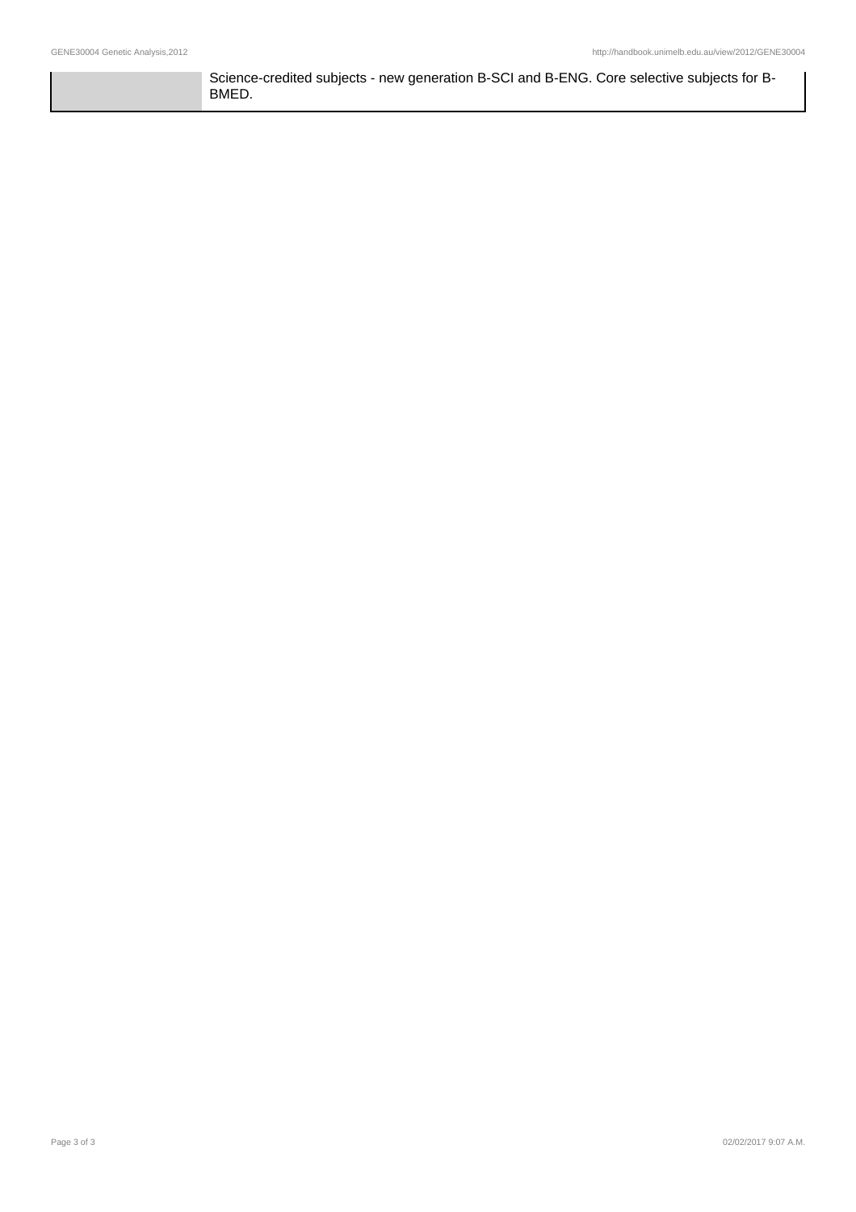| | |
|---|---|
| | Science-credited subjects - new generation B-SCI and B-ENG. Core selective subjects for B-BMED. |